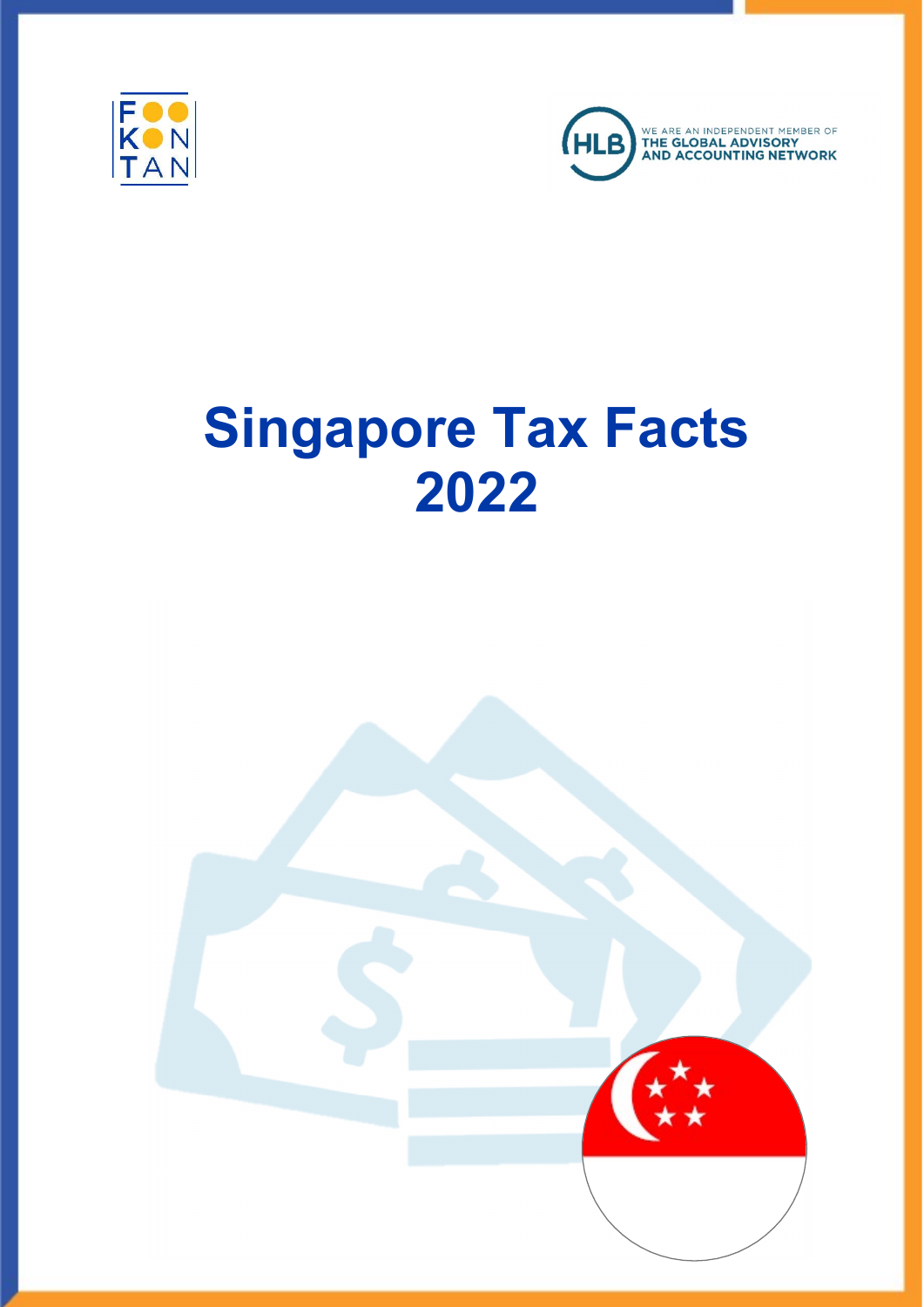FOO KON TAN

WE ARE AN INDEPENDENT MEMBER OF THE GLOBAL ADVISORY AND ACCOUNTING NETWORK

# Singapore Tax Facts 2022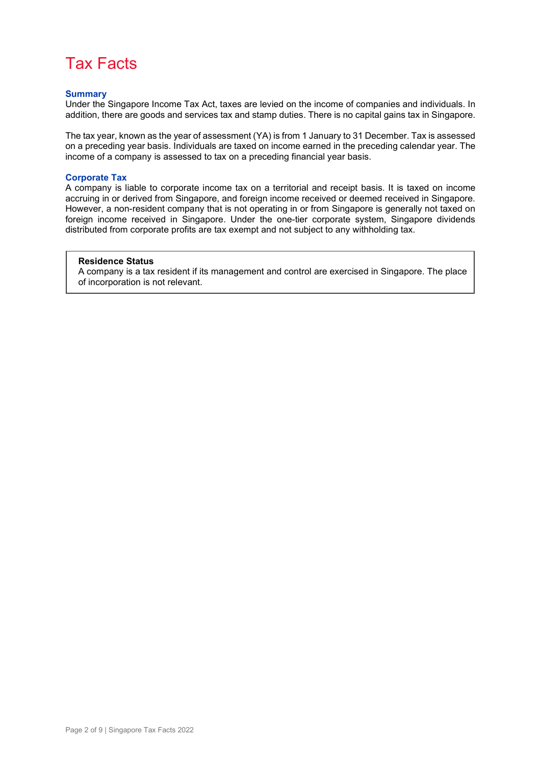# Tax Facts

## Summary

Under the Singapore Income Tax Act, taxes are levied on the income of companies and individuals. In addition, there are goods and services tax and stamp duties. There is no capital gains tax in Singapore.

The tax year, known as the year of assessment (YA) is from 1 January to 31 December. Tax is assessed on a preceding year basis. Individuals are taxed on income earned in the preceding calendar year. The income of a company is assessed to tax on a preceding financial year basis.

## Corporate Tax

A company is liable to corporate income tax on a territorial and receipt basis. It is taxed on income accruing in or derived from Singapore, and foreign income received or deemed received in Singapore. However, a non-resident company that is not operating in or from Singapore is generally not taxed on foreign income received in Singapore. Under the one-tier corporate system, Singapore dividends distributed from corporate profits are tax exempt and not subject to any withholding tax.

**Residence Status**

A company is a tax resident if its management and control are exercised in Singapore. The place of incorporation is not relevant.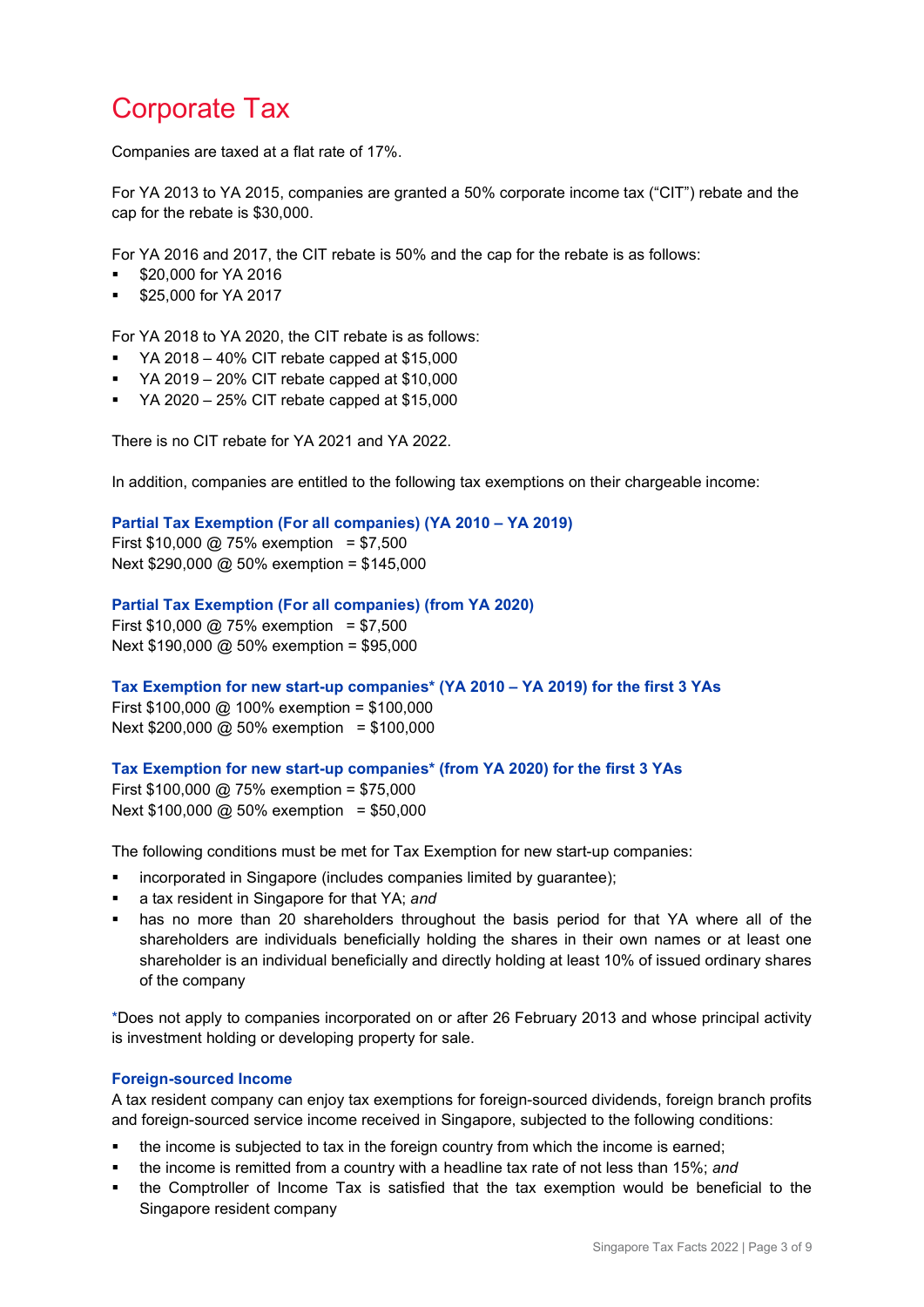# Corporate Tax

Companies are taxed at a flat rate of 17%.

For YA 2013 to YA 2015, companies are granted a 50% corporate income tax ("CIT") rebate and the cap for the rebate is $30,000.

For YA 2016 and 2017, the CIT rebate is 50% and the cap for the rebate is as follows:

- $20,000 for YA 2016
- $25,000 for YA 2017

For YA 2018 to YA 2020, the CIT rebate is as follows:

- YA 2018 – 40% CIT rebate capped at $15,000
- YA 2019 – 20% CIT rebate capped at $10,000
- YA 2020 – 25% CIT rebate capped at $15,000

There is no CIT rebate for YA 2021 and YA 2022.

In addition, companies are entitled to the following tax exemptions on their chargeable income:

### Partial Tax Exemption (For all companies) (YA 2010 – YA 2019)

First $10,000 @ 75% exemption = $7,500
Next $290,000 @ 50% exemption = $145,000

### Partial Tax Exemption (For all companies) (from YA 2020)

First $10,000 @ 75% exemption = $7,500
Next $190,000 @ 50% exemption = $95,000

### Tax Exemption for new start-up companies* (YA 2010 – YA 2019) for the first 3 YAs

First $100,000 @ 100% exemption = $100,000
Next $200,000 @ 50% exemption = $100,000

### Tax Exemption for new start-up companies* (from YA 2020) for the first 3 YAs

First $100,000 @ 75% exemption = $75,000
Next $100,000 @ 50% exemption = $50,000

The following conditions must be met for Tax Exemption for new start-up companies:

- incorporated in Singapore (includes companies limited by guarantee);
- a tax resident in Singapore for that YA; *and*
- has no more than 20 shareholders throughout the basis period for that YA where all of the shareholders are individuals beneficially holding the shares in their own names or at least one shareholder is an individual beneficially and directly holding at least 10% of issued ordinary shares of the company

*Does not apply to companies incorporated on or after 26 February 2013 and whose principal activity is investment holding or developing property for sale.

### Foreign-sourced Income

A tax resident company can enjoy tax exemptions for foreign-sourced dividends, foreign branch profits and foreign-sourced service income received in Singapore, subjected to the following conditions:

- the income is subjected to tax in the foreign country from which the income is earned;
- the income is remitted from a country with a headline tax rate of not less than 15%; *and*
- the Comptroller of Income Tax is satisfied that the tax exemption would be beneficial to the Singapore resident company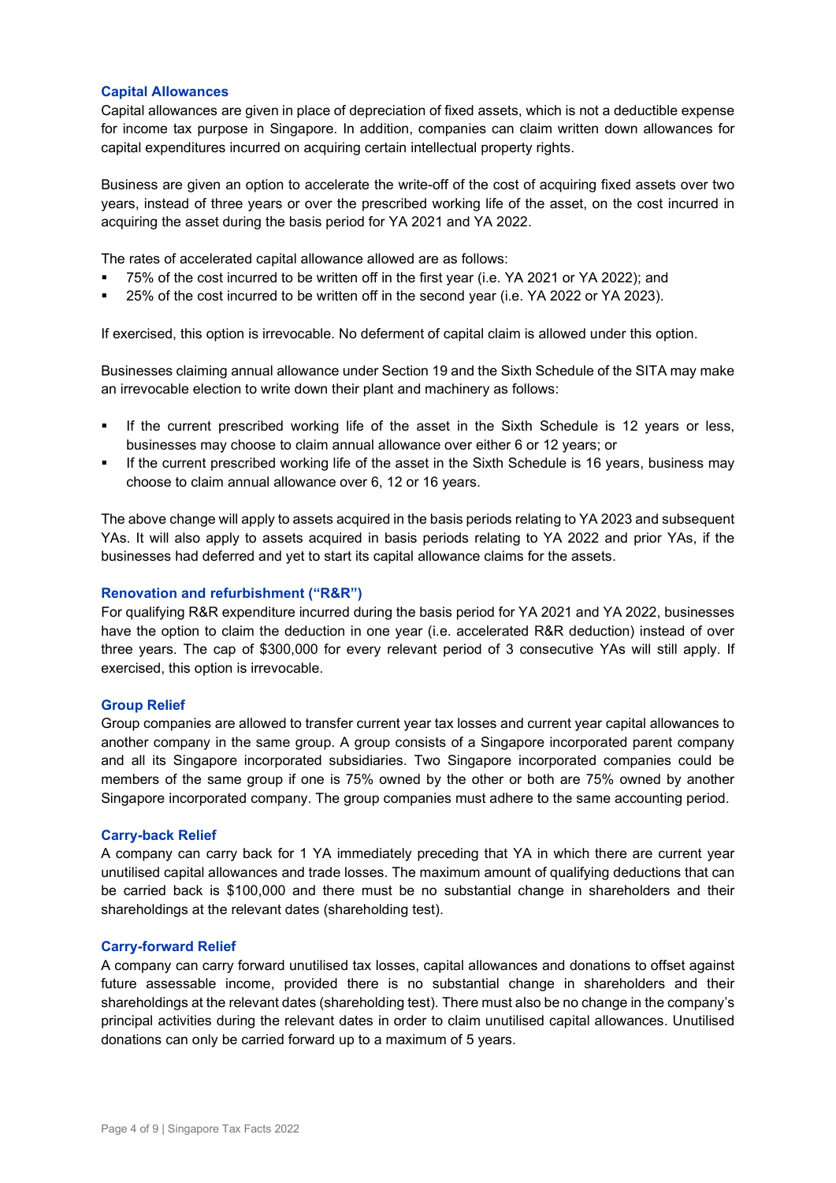### Capital Allowances

Capital allowances are given in place of depreciation of fixed assets, which is not a deductible expense for income tax purpose in Singapore. In addition, companies can claim written down allowances for capital expenditures incurred on acquiring certain intellectual property rights.

Business are given an option to accelerate the write-off of the cost of acquiring fixed assets over two years, instead of three years or over the prescribed working life of the asset, on the cost incurred in acquiring the asset during the basis period for YA 2021 and YA 2022.

The rates of accelerated capital allowance allowed are as follows:

- 75% of the cost incurred to be written off in the first year (i.e. YA 2021 or YA 2022); and
- 25% of the cost incurred to be written off in the second year (i.e. YA 2022 or YA 2023).

If exercised, this option is irrevocable. No deferment of capital claim is allowed under this option.

Businesses claiming annual allowance under Section 19 and the Sixth Schedule of the SITA may make an irrevocable election to write down their plant and machinery as follows:

- If the current prescribed working life of the asset in the Sixth Schedule is 12 years or less, businesses may choose to claim annual allowance over either 6 or 12 years; or
- If the current prescribed working life of the asset in the Sixth Schedule is 16 years, business may choose to claim annual allowance over 6, 12 or 16 years.

The above change will apply to assets acquired in the basis periods relating to YA 2023 and subsequent YAs. It will also apply to assets acquired in basis periods relating to YA 2022 and prior YAs, if the businesses had deferred and yet to start its capital allowance claims for the assets.

### Renovation and refurbishment ("R&R")

For qualifying R&R expenditure incurred during the basis period for YA 2021 and YA 2022, businesses have the option to claim the deduction in one year (i.e. accelerated R&R deduction) instead of over three years. The cap of $300,000 for every relevant period of 3 consecutive YAs will still apply. If exercised, this option is irrevocable.

### Group Relief

Group companies are allowed to transfer current year tax losses and current year capital allowances to another company in the same group. A group consists of a Singapore incorporated parent company and all its Singapore incorporated subsidiaries. Two Singapore incorporated companies could be members of the same group if one is 75% owned by the other or both are 75% owned by another Singapore incorporated company. The group companies must adhere to the same accounting period.

### Carry-back Relief

A company can carry back for 1 YA immediately preceding that YA in which there are current year unutilised capital allowances and trade losses. The maximum amount of qualifying deductions that can be carried back is $100,000 and there must be no substantial change in shareholders and their shareholdings at the relevant dates (shareholding test).

### Carry-forward Relief

A company can carry forward unutilised tax losses, capital allowances and donations to offset against future assessable income, provided there is no substantial change in shareholders and their shareholdings at the relevant dates (shareholding test). There must also be no change in the company's principal activities during the relevant dates in order to claim unutilised capital allowances. Unutilised donations can only be carried forward up to a maximum of 5 years.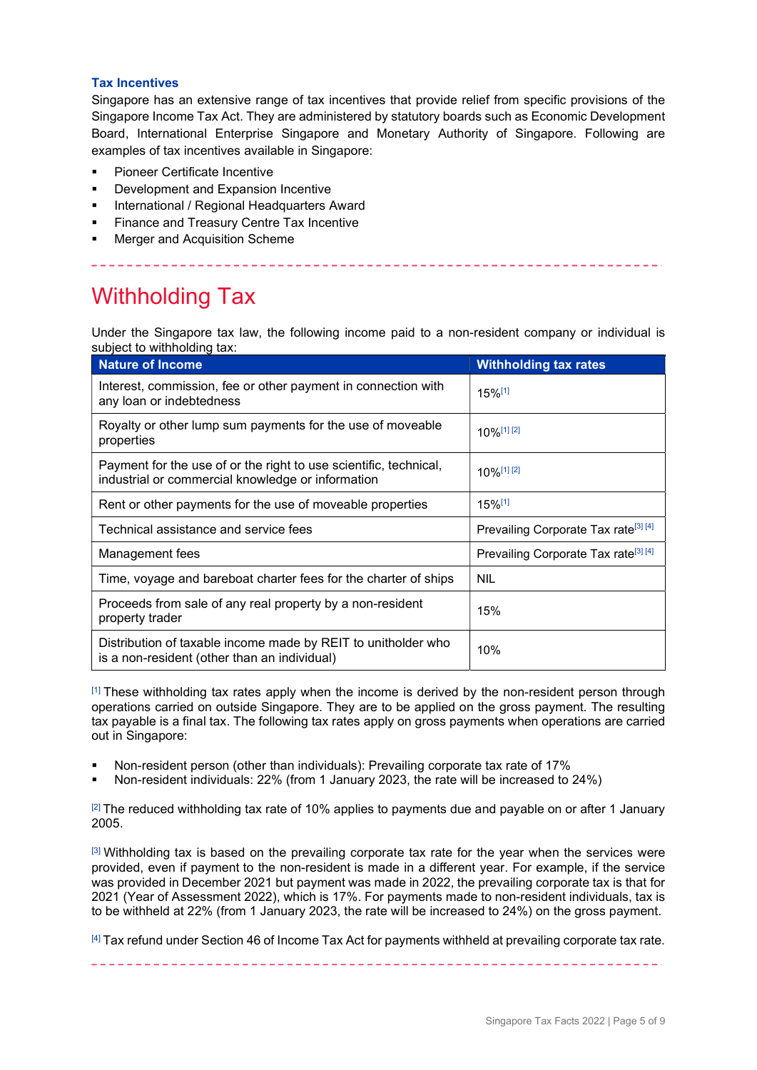### Tax Incentives

Singapore has an extensive range of tax incentives that provide relief from specific provisions of the Singapore Income Tax Act. They are administered by statutory boards such as Economic Development Board, International Enterprise Singapore and Monetary Authority of Singapore. Following are examples of tax incentives available in Singapore:

- Pioneer Certificate Incentive
- Development and Expansion Incentive
- International / Regional Headquarters Award
- Finance and Treasury Centre Tax Incentive
- Merger and Acquisition Scheme

# Withholding Tax

Under the Singapore tax law, the following income paid to a non-resident company or individual is subject to withholding tax:

| Nature of Income | Withholding tax rates |
|---|---|
| Interest, commission, fee or other payment in connection with any loan or indebtedness | 15%[1] |
| Royalty or other lump sum payments for the use of moveable properties | 10%[1] [2] |
| Payment for the use of or the right to use scientific, technical, industrial or commercial knowledge or information | 10%[1] [2] |
| Rent or other payments for the use of moveable properties | 15%[1] |
| Technical assistance and service fees | Prevailing Corporate Tax rate[3] [4] |
| Management fees | Prevailing Corporate Tax rate[3] [4] |
| Time, voyage and bareboat charter fees for the charter of ships | NIL |
| Proceeds from sale of any real property by a non-resident property trader | 15% |
| Distribution of taxable income made by REIT to unitholder who is a non-resident (other than an individual) | 10% |

[1] These withholding tax rates apply when the income is derived by the non-resident person through operations carried on outside Singapore. They are to be applied on the gross payment. The resulting tax payable is a final tax. The following tax rates apply on gross payments when operations are carried out in Singapore:

- Non-resident person (other than individuals): Prevailing corporate tax rate of 17%
- Non-resident individuals: 22% (from 1 January 2023, the rate will be increased to 24%)

[2] The reduced withholding tax rate of 10% applies to payments due and payable on or after 1 January 2005.

[3] Withholding tax is based on the prevailing corporate tax rate for the year when the services were provided, even if payment to the non-resident is made in a different year. For example, if the service was provided in December 2021 but payment was made in 2022, the prevailing corporate tax is that for 2021 (Year of Assessment 2022), which is 17%. For payments made to non-resident individuals, tax is to be withheld at 22% (from 1 January 2023, the rate will be increased to 24%) on the gross payment.

[4] Tax refund under Section 46 of Income Tax Act for payments withheld at prevailing corporate tax rate.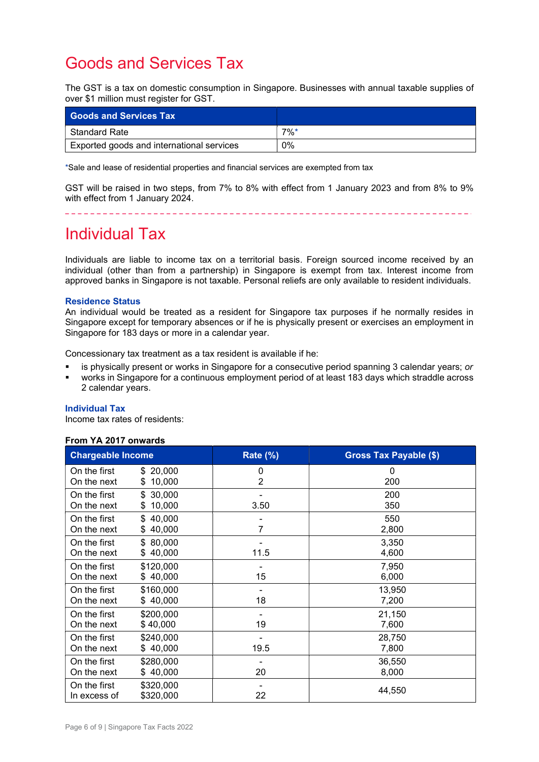# Goods and Services Tax

The GST is a tax on domestic consumption in Singapore. Businesses with annual taxable supplies of over $1 million must register for GST.

| Goods and Services Tax | |
|---|---|
| Standard Rate | 7%* |
| Exported goods and international services | 0% |

*Sale and lease of residential properties and financial services are exempted from tax

GST will be raised in two steps, from 7% to 8% with effect from 1 January 2023 and from 8% to 9% with effect from 1 January 2024.

# Individual Tax

Individuals are liable to income tax on a territorial basis. Foreign sourced income received by an individual (other than from a partnership) in Singapore is exempt from tax. Interest income from approved banks in Singapore is not taxable. Personal reliefs are only available to resident individuals.

### Residence Status

An individual would be treated as a resident for Singapore tax purposes if he normally resides in Singapore except for temporary absences or if he is physically present or exercises an employment in Singapore for 183 days or more in a calendar year.

Concessionary tax treatment as a tax resident is available if he:

- is physically present or works in Singapore for a consecutive period spanning 3 calendar years; *or*
- works in Singapore for a continuous employment period of at least 183 days which straddle across 2 calendar years.

### Individual Tax

Income tax rates of residents:

**From YA 2017 onwards**

| Chargeable Income | | Rate (%) | Gross Tax Payable ($) |
|---|---|---|---|
| On the first | $ 20,000 | 0 | 0 |
| On the next | $ 10,000 | 2 | 200 |
| On the first | $ 30,000 | - | 200 |
| On the next | $ 10,000 | 3.50 | 350 |
| On the first | $ 40,000 | - | 550 |
| On the next | $ 40,000 | 7 | 2,800 |
| On the first | $ 80,000 | - | 3,350 |
| On the next | $ 40,000 | 11.5 | 4,600 |
| On the first | $120,000 | - | 7,950 |
| On the next | $ 40,000 | 15 | 6,000 |
| On the first | $160,000 | - | 13,950 |
| On the next | $ 40,000 | 18 | 7,200 |
| On the first | $200,000 | - | 21,150 |
| On the next | $ 40,000 | 19 | 7,600 |
| On the first | $240,000 | - | 28,750 |
| On the next | $ 40,000 | 19.5 | 7,800 |
| On the first | $280,000 | - | 36,550 |
| On the next | $ 40,000 | 20 | 8,000 |
| On the first | $320,000 | - | 44,550 |
| In excess of | $320,000 | 22 | |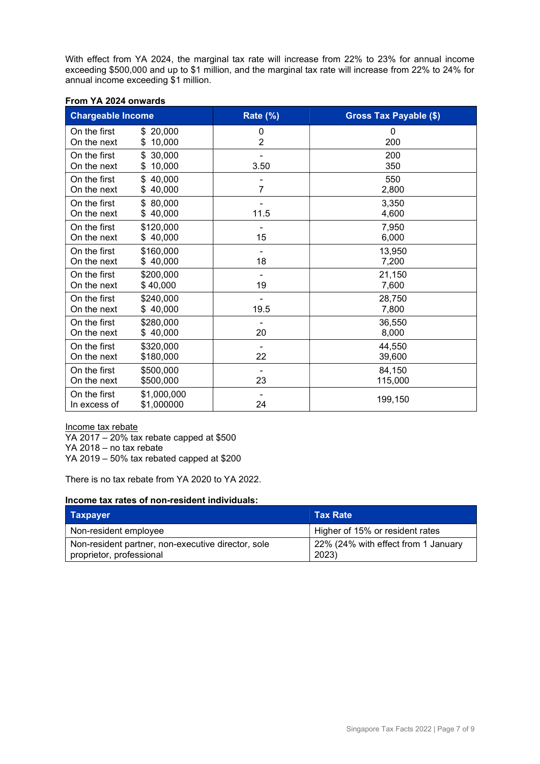With effect from YA 2024, the marginal tax rate will increase from 22% to 23% for annual income exceeding $500,000 and up to $1 million, and the marginal tax rate will increase from 22% to 24% for annual income exceeding $1 million.

**From YA 2024 onwards**

| Chargeable Income | | Rate (%) | Gross Tax Payable ($) |
|---|---|---|---|
| On the first<br>On the next | $ 20,000<br>$ 10,000 | 0<br>2 | 0<br>200 |
| On the first<br>On the next | $ 30,000<br>$ 10,000 | -<br>3.50 | 200<br>350 |
| On the first<br>On the next | $ 40,000<br>$ 40,000 | -<br>7 | 550<br>2,800 |
| On the first<br>On the next | $ 80,000<br>$ 40,000 | -<br>11.5 | 3,350<br>4,600 |
| On the first<br>On the next | $120,000<br>$ 40,000 | -<br>15 | 7,950<br>6,000 |
| On the first<br>On the next | $160,000<br>$ 40,000 | -<br>18 | 13,950<br>7,200 |
| On the first<br>On the next | $200,000<br>$ 40,000 | -<br>19 | 21,150<br>7,600 |
| On the first<br>On the next | $240,000<br>$ 40,000 | -<br>19.5 | 28,750<br>7,800 |
| On the first<br>On the next | $280,000<br>$ 40,000 | -<br>20 | 36,550<br>8,000 |
| On the first<br>On the next | $320,000<br>$180,000 | -<br>22 | 44,550<br>39,600 |
| On the first<br>On the next | $500,000<br>$500,000 | -<br>23 | 84,150<br>115,000 |
| On the first<br>In excess of | $1,000,000<br>$1,000000 | -<br>24 | 199,150 |

Income tax rebate

YA 2017 – 20% tax rebate capped at $500
YA 2018 – no tax rebate
YA 2019 – 50% tax rebated capped at $200

There is no tax rebate from YA 2020 to YA 2022.

**Income tax rates of non-resident individuals:**

| Taxpayer | Tax Rate |
|---|---|
| Non-resident employee | Higher of 15% or resident rates |
| Non-resident partner, non-executive director, sole proprietor, professional | 22% (24% with effect from 1 January 2023) |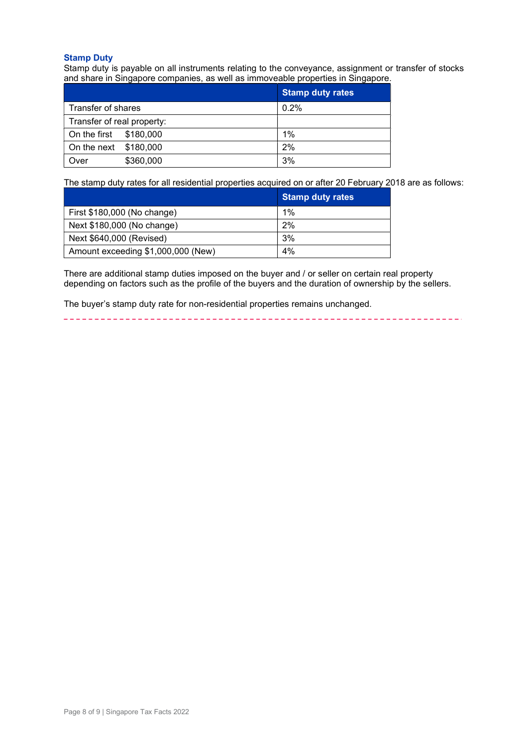## Stamp Duty

Stamp duty is payable on all instruments relating to the conveyance, assignment or transfer of stocks and share in Singapore companies, as well as immoveable properties in Singapore.

| | Stamp duty rates |
|---|---|
| Transfer of shares | 0.2% |
| Transfer of real property: | |
| On the first $180,000 | 1% |
| On the next $180,000 | 2% |
| Over $360,000 | 3% |

The stamp duty rates for all residential properties acquired on or after 20 February 2018 are as follows:

| | Stamp duty rates |
|---|---|
| First $180,000 (No change) | 1% |
| Next $180,000 (No change) | 2% |
| Next $640,000 (Revised) | 3% |
| Amount exceeding $1,000,000 (New) | 4% |

There are additional stamp duties imposed on the buyer and / or seller on certain real property depending on factors such as the profile of the buyers and the duration of ownership by the sellers.

The buyer's stamp duty rate for non-residential properties remains unchanged.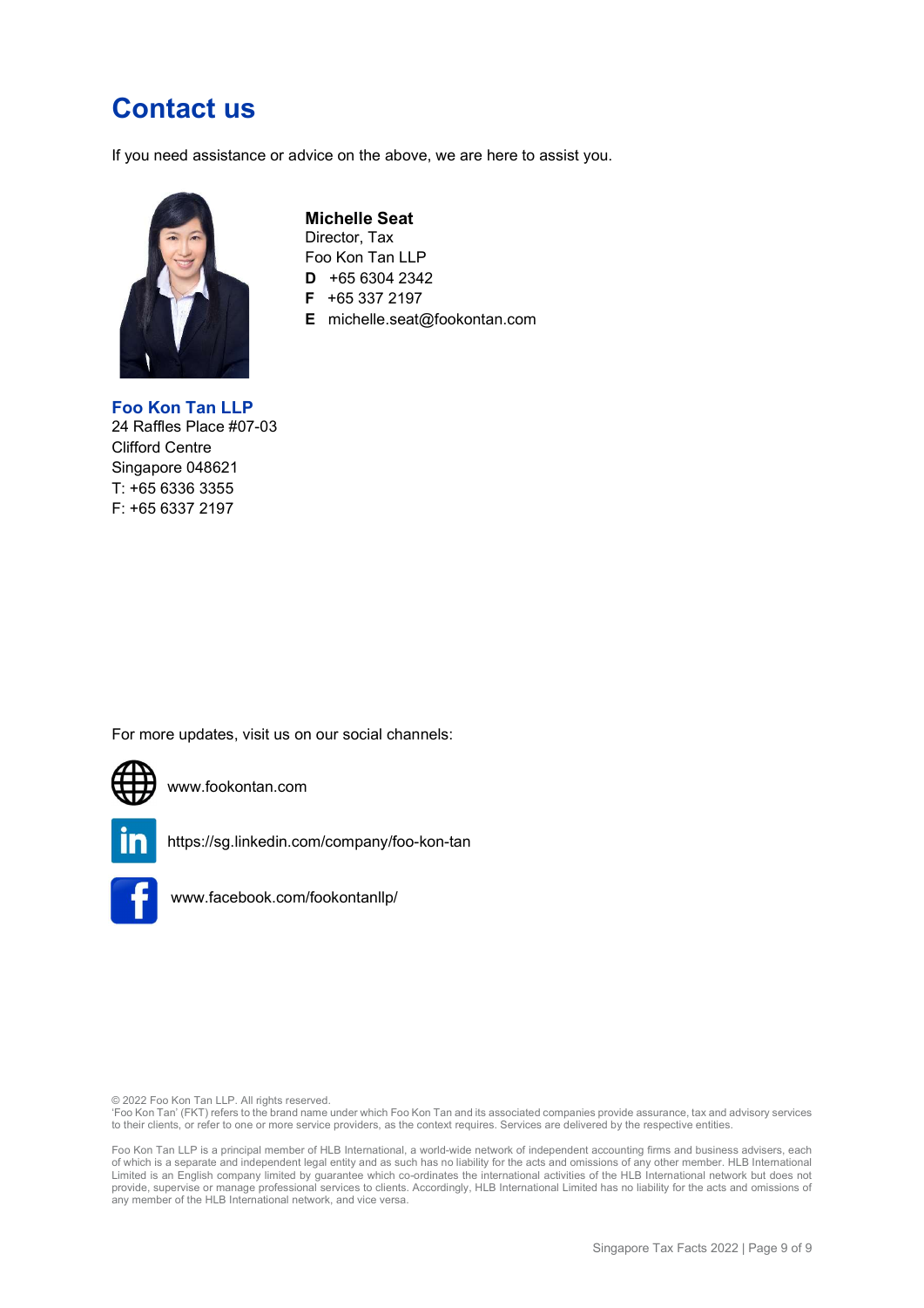# Contact us

If you need assistance or advice on the above, we are here to assist you.

**Michelle Seat**
Director, Tax
Foo Kon Tan LLP
**D** +65 6304 2342
**F** +65 337 2197
**E** michelle.seat@fookontan.com

**Foo Kon Tan LLP**
24 Raffles Place #07-03
Clifford Centre
Singapore 048621
T: +65 6336 3355
F: +65 6337 2197

For more updates, visit us on our social channels:

www.fookontan.com

https://sg.linkedin.com/company/foo-kon-tan

www.facebook.com/fookontanllp/

© 2022 Foo Kon Tan LLP. All rights reserved.
'Foo Kon Tan' (FKT) refers to the brand name under which Foo Kon Tan and its associated companies provide assurance, tax and advisory services to their clients, or refer to one or more service providers, as the context requires. Services are delivered by the respective entities.

Foo Kon Tan LLP is a principal member of HLB International, a world-wide network of independent accounting firms and business advisers, each of which is a separate and independent legal entity and as such has no liability for the acts and omissions of any other member. HLB International Limited is an English company limited by guarantee which co-ordinates the international activities of the HLB International network but does not provide, supervise or manage professional services to clients. Accordingly, HLB International Limited has no liability for the acts and omissions of any member of the HLB International network, and vice versa.